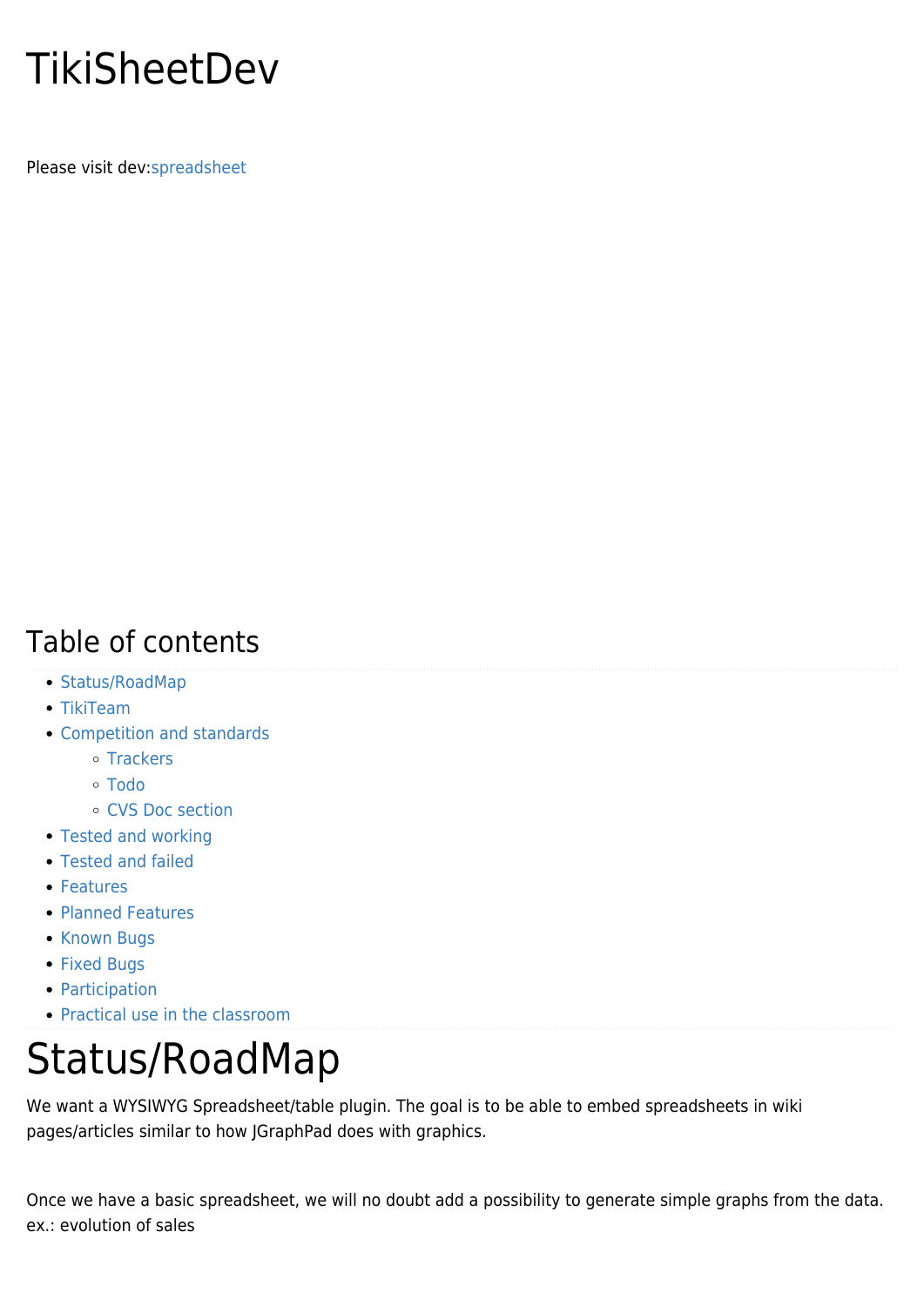# TikiSheetDev

Please visit dev:spreadsheet

## Table of contents

- Status/RoadMap
- TikiTeam
- Competition and standards
  - Trackers
  - Todo
  - CVS Doc section
- Tested and working
- Tested and failed
- Features
- Planned Features
- Known Bugs
- Fixed Bugs
- Participation
- Practical use in the classroom

# Status/RoadMap

We want a WYSIWYG Spreadsheet/table plugin. The goal is to be able to embed spreadsheets in wiki pages/articles similar to how JGraphPad does with graphics.

Once we have a basic spreadsheet, we will no doubt add a possibility to generate simple graphs from the data. ex.: evolution of sales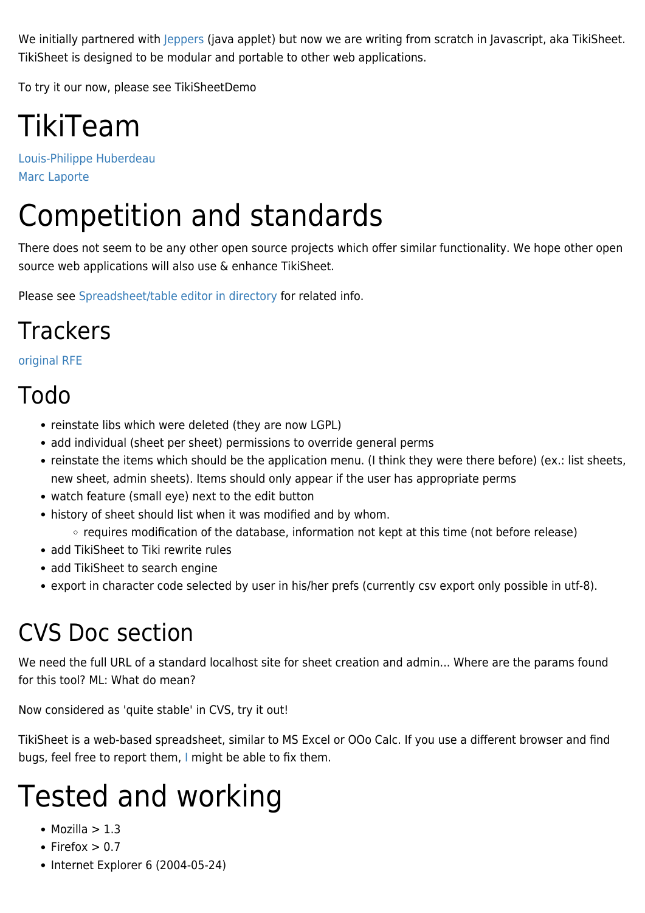We initially partnered with Jeppers (java applet) but now we are writing from scratch in Javascript, aka TikiSheet. TikiSheet is designed to be modular and portable to other web applications.

To try it our now, please see TikiSheetDemo

# TikiTeam

Louis-Philippe Huberdeau
Marc Laporte

# Competition and standards

There does not seem to be any other open source projects which offer similar functionality. We hope other open source web applications will also use & enhance TikiSheet.

Please see Spreadsheet/table editor in directory for related info.

## Trackers

original RFE

## Todo

- reinstate libs which were deleted (they are now LGPL)
- add individual (sheet per sheet) permissions to override general perms
- reinstate the items which should be the application menu. (I think they were there before) (ex.: list sheets, new sheet, admin sheets). Items should only appear if the user has appropriate perms
- watch feature (small eye) next to the edit button
- history of sheet should list when it was modified and by whom.
  - requires modification of the database, information not kept at this time (not before release)
- add TikiSheet to Tiki rewrite rules
- add TikiSheet to search engine
- export in character code selected by user in his/her prefs (currently csv export only possible in utf-8).

## CVS Doc section

We need the full URL of a standard localhost site for sheet creation and admin... Where are the params found for this tool? ML: What do mean?

Now considered as 'quite stable' in CVS, try it out!

TikiSheet is a web-based spreadsheet, similar to MS Excel or OOo Calc. If you use a different browser and find bugs, feel free to report them, I might be able to fix them.

# Tested and working

- Mozilla > 1.3
- Firefox > 0.7
- Internet Explorer 6 (2004-05-24)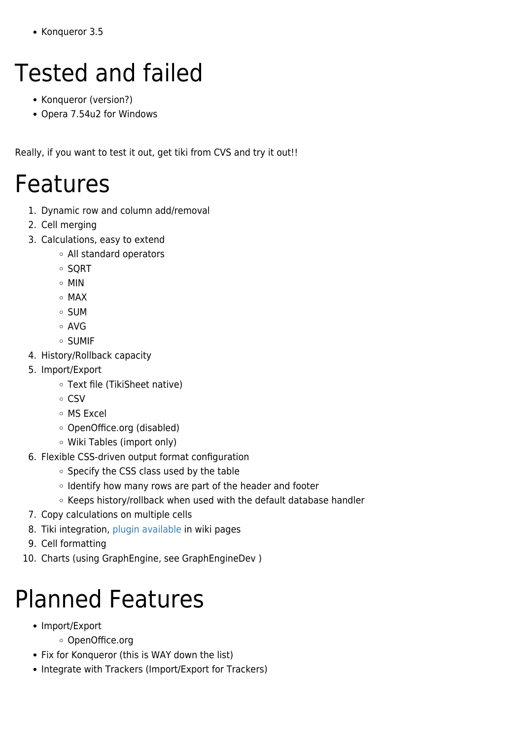- Konqueror 3.5

# Tested and failed

- Konqueror (version?)
- Opera 7.54u2 for Windows

Really, if you want to test it out, get tiki from CVS and try it out!!

# Features

1. Dynamic row and column add/removal
2. Cell merging
3. Calculations, easy to extend
   - All standard operators
   - SQRT
   - MIN
   - MAX
   - SUM
   - AVG
   - SUMIF
4. History/Rollback capacity
5. Import/Export
   - Text file (TikiSheet native)
   - CSV
   - MS Excel
   - OpenOffice.org (disabled)
   - Wiki Tables (import only)
6. Flexible CSS-driven output format configuration
   - Specify the CSS class used by the table
   - Identify how many rows are part of the header and footer
   - Keeps history/rollback when used with the default database handler
7. Copy calculations on multiple cells
8. Tiki integration, plugin available in wiki pages
9. Cell formatting
10. Charts (using GraphEngine, see GraphEngineDev )

# Planned Features

- Import/Export
  - OpenOffice.org
- Fix for Konqueror (this is WAY down the list)
- Integrate with Trackers (Import/Export for Trackers)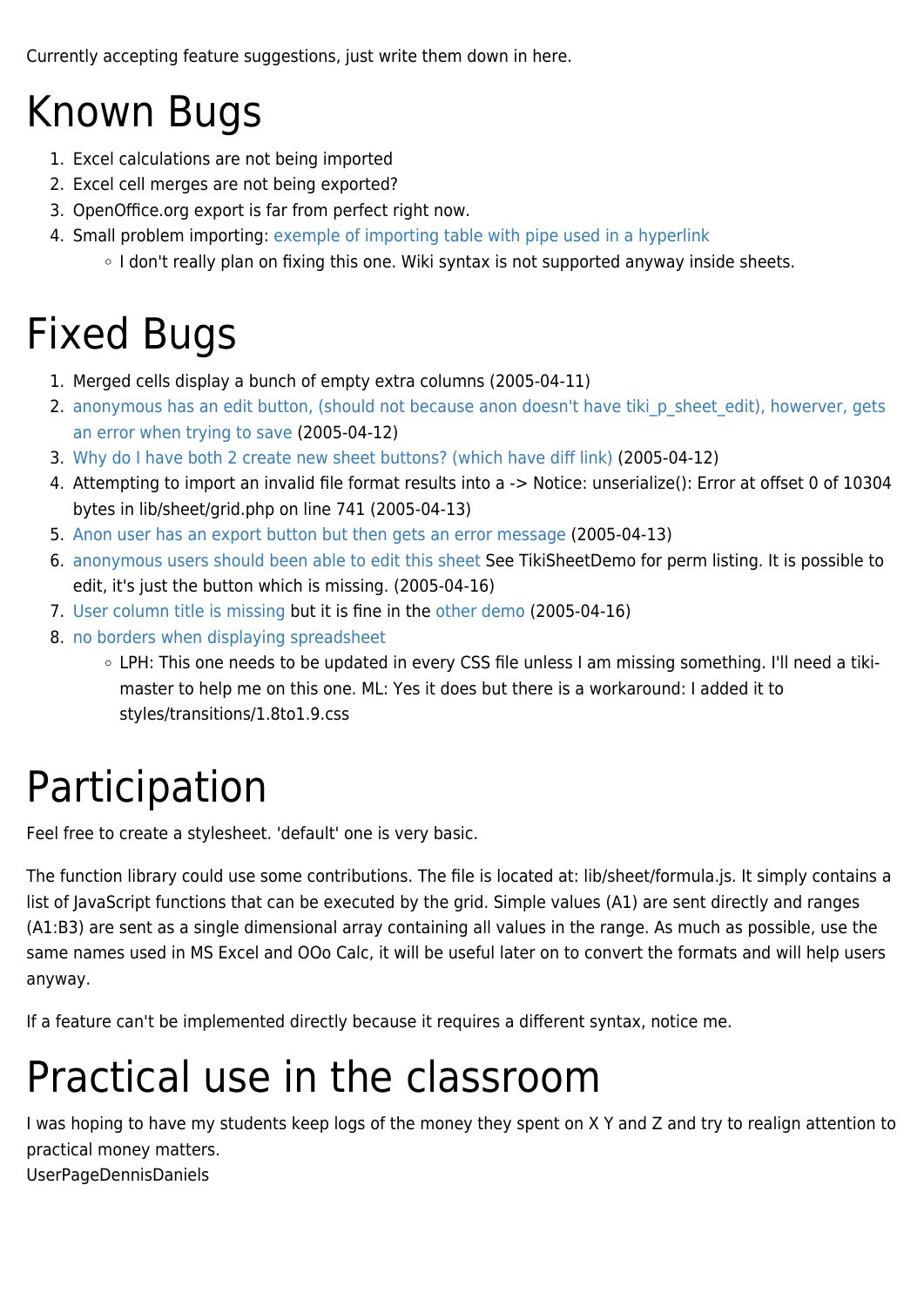Currently accepting feature suggestions, just write them down in here.

# Known Bugs

1. Excel calculations are not being imported
2. Excel cell merges are not being exported?
3. OpenOffice.org export is far from perfect right now.
4. Small problem importing: exemple of importing table with pipe used in a hyperlink
   - I don't really plan on fixing this one. Wiki syntax is not supported anyway inside sheets.

# Fixed Bugs

1. Merged cells display a bunch of empty extra columns (2005-04-11)
2. anonymous has an edit button, (should not because anon doesn't have tiki_p_sheet_edit), howerver, gets an error when trying to save (2005-04-12)
3. Why do I have both 2 create new sheet buttons? (which have diff link) (2005-04-12)
4. Attempting to import an invalid file format results into a -> Notice: unserialize(): Error at offset 0 of 10304 bytes in lib/sheet/grid.php on line 741 (2005-04-13)
5. Anon user has an export button but then gets an error message (2005-04-13)
6. anonymous users should been able to edit this sheet See TikiSheetDemo for perm listing. It is possible to edit, it's just the button which is missing. (2005-04-16)
7. User column title is missing but it is fine in the other demo (2005-04-16)
8. no borders when displaying spreadsheet
   - LPH: This one needs to be updated in every CSS file unless I am missing something. I'll need a tiki-master to help me on this one. ML: Yes it does but there is a workaround: I added it to styles/transitions/1.8to1.9.css

# Participation

Feel free to create a stylesheet. 'default' one is very basic.

The function library could use some contributions. The file is located at: lib/sheet/formula.js. It simply contains a list of JavaScript functions that can be executed by the grid. Simple values (A1) are sent directly and ranges (A1:B3) are sent as a single dimensional array containing all values in the range. As much as possible, use the same names used in MS Excel and OOo Calc, it will be useful later on to convert the formats and will help users anyway.

If a feature can't be implemented directly because it requires a different syntax, notice me.

# Practical use in the classroom

I was hoping to have my students keep logs of the money they spent on X Y and Z and try to realign attention to practical money matters.
UserPageDennisDaniels